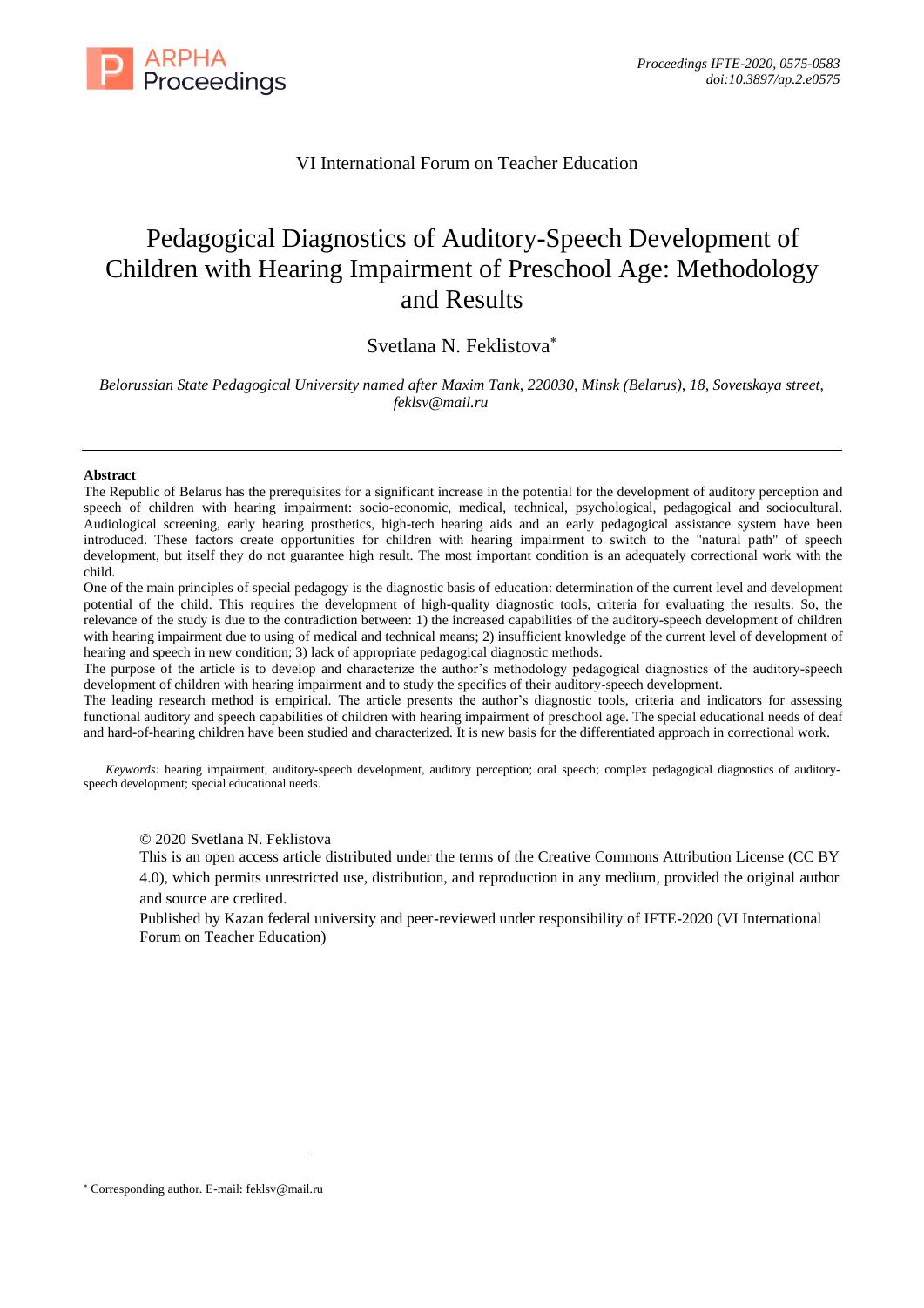VI International Forum on Teacher Education

# Pedagogical Diagnostics of Auditory-Speech Development of Children with Hearing Impairment of Preschool Age: Methodology and Results

Svetlana N. Feklistova*

*Belorussian State Pedagogical University named after Maxim Tank, 220030, Minsk (Belarus), 18, Sovetskaya street, feklsv@mail.ru*

---

**Abstract**

The Republic of Belarus has the prerequisites for a significant increase in the potential for the development of auditory perception and speech of children with hearing impairment: socio-economic, medical, technical, psychological, pedagogical and sociocultural. Audiological screening, early hearing prosthetics, high-tech hearing aids and an early pedagogical assistance system have been introduced. These factors create opportunities for children with hearing impairment to switch to the "natural path" of speech development, but itself they do not guarantee high result. The most important condition is an adequately correctional work with the child.

One of the main principles of special pedagogy is the diagnostic basis of education: determination of the current level and development potential of the child. This requires the development of high-quality diagnostic tools, criteria for evaluating the results. So, the relevance of the study is due to the contradiction between: 1) the increased capabilities of the auditory-speech development of children with hearing impairment due to using of medical and technical means; 2) insufficient knowledge of the current level of development of hearing and speech in new condition; 3) lack of appropriate pedagogical diagnostic methods.

The purpose of the article is to develop and characterize the author's methodology pedagogical diagnostics of the auditory-speech development of children with hearing impairment and to study the specifics of their auditory-speech development.

The leading research method is empirical. The article presents the author's diagnostic tools, criteria and indicators for assessing functional auditory and speech capabilities of children with hearing impairment of preschool age. The special educational needs of deaf and hard-of-hearing children have been studied and characterized. It is new basis for the differentiated approach in correctional work.

*Keywords:* hearing impairment, auditory-speech development, auditory perception; oral speech; complex pedagogical diagnostics of auditory-speech development; special educational needs.

© 2020 Svetlana N. Feklistova

This is an open access article distributed under the terms of the Creative Commons Attribution License (CC BY 4.0), which permits unrestricted use, distribution, and reproduction in any medium, provided the original author and source are credited.

Published by Kazan federal university and peer-reviewed under responsibility of IFTE-2020 (VI International Forum on Teacher Education)

---

* Corresponding author. E-mail: feklsv@mail.ru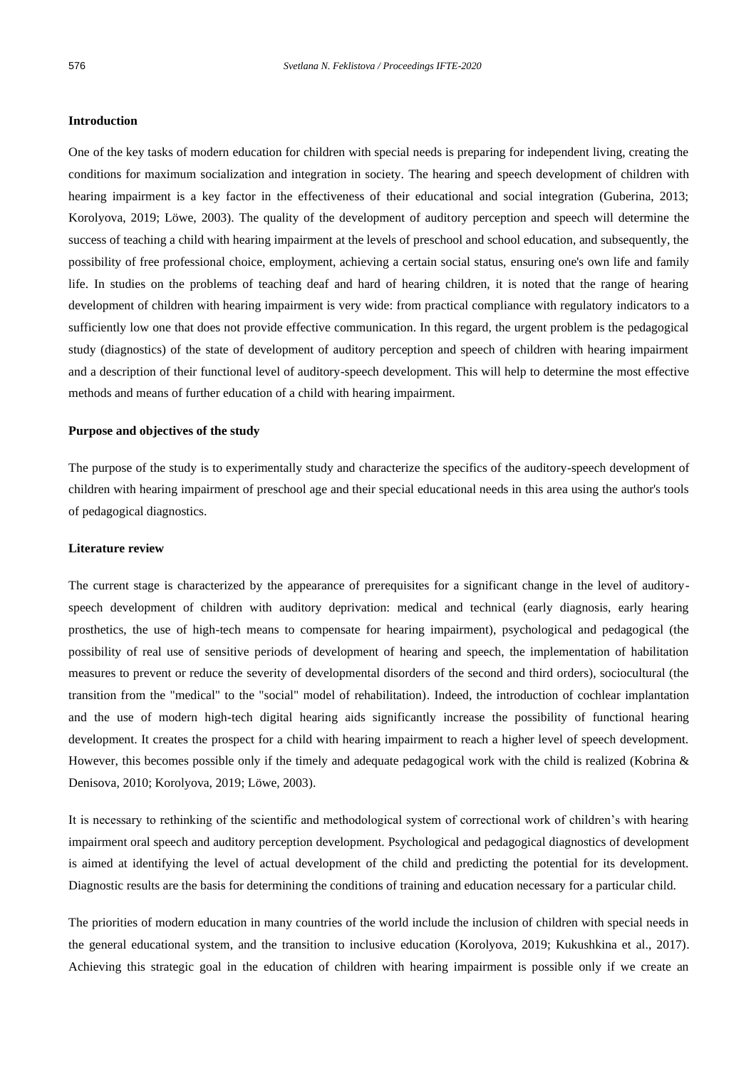## Introduction

One of the key tasks of modern education for children with special needs is preparing for independent living, creating the conditions for maximum socialization and integration in society. The hearing and speech development of children with hearing impairment is a key factor in the effectiveness of their educational and social integration (Guberina, 2013; Korolyova, 2019; Löwe, 2003). The quality of the development of auditory perception and speech will determine the success of teaching a child with hearing impairment at the levels of preschool and school education, and subsequently, the possibility of free professional choice, employment, achieving a certain social status, ensuring one's own life and family life. In studies on the problems of teaching deaf and hard of hearing children, it is noted that the range of hearing development of children with hearing impairment is very wide: from practical compliance with regulatory indicators to a sufficiently low one that does not provide effective communication. In this regard, the urgent problem is the pedagogical study (diagnostics) of the state of development of auditory perception and speech of children with hearing impairment and a description of their functional level of auditory-speech development. This will help to determine the most effective methods and means of further education of a child with hearing impairment.

## Purpose and objectives of the study

The purpose of the study is to experimentally study and characterize the specifics of the auditory-speech development of children with hearing impairment of preschool age and their special educational needs in this area using the author's tools of pedagogical diagnostics.

## Literature review

The current stage is characterized by the appearance of prerequisites for a significant change in the level of auditory-speech development of children with auditory deprivation: medical and technical (early diagnosis, early hearing prosthetics, the use of high-tech means to compensate for hearing impairment), psychological and pedagogical (the possibility of real use of sensitive periods of development of hearing and speech, the implementation of habilitation measures to prevent or reduce the severity of developmental disorders of the second and third orders), sociocultural (the transition from the "medical" to the "social" model of rehabilitation). Indeed, the introduction of cochlear implantation and the use of modern high-tech digital hearing aids significantly increase the possibility of functional hearing development. It creates the prospect for a child with hearing impairment to reach a higher level of speech development. However, this becomes possible only if the timely and adequate pedagogical work with the child is realized (Kobrina & Denisova, 2010; Korolyova, 2019; Löwe, 2003).

It is necessary to rethinking of the scientific and methodological system of correctional work of children's with hearing impairment oral speech and auditory perception development. Psychological and pedagogical diagnostics of development is aimed at identifying the level of actual development of the child and predicting the potential for its development. Diagnostic results are the basis for determining the conditions of training and education necessary for a particular child.

The priorities of modern education in many countries of the world include the inclusion of children with special needs in the general educational system, and the transition to inclusive education (Korolyova, 2019; Kukushkina et al., 2017). Achieving this strategic goal in the education of children with hearing impairment is possible only if we create an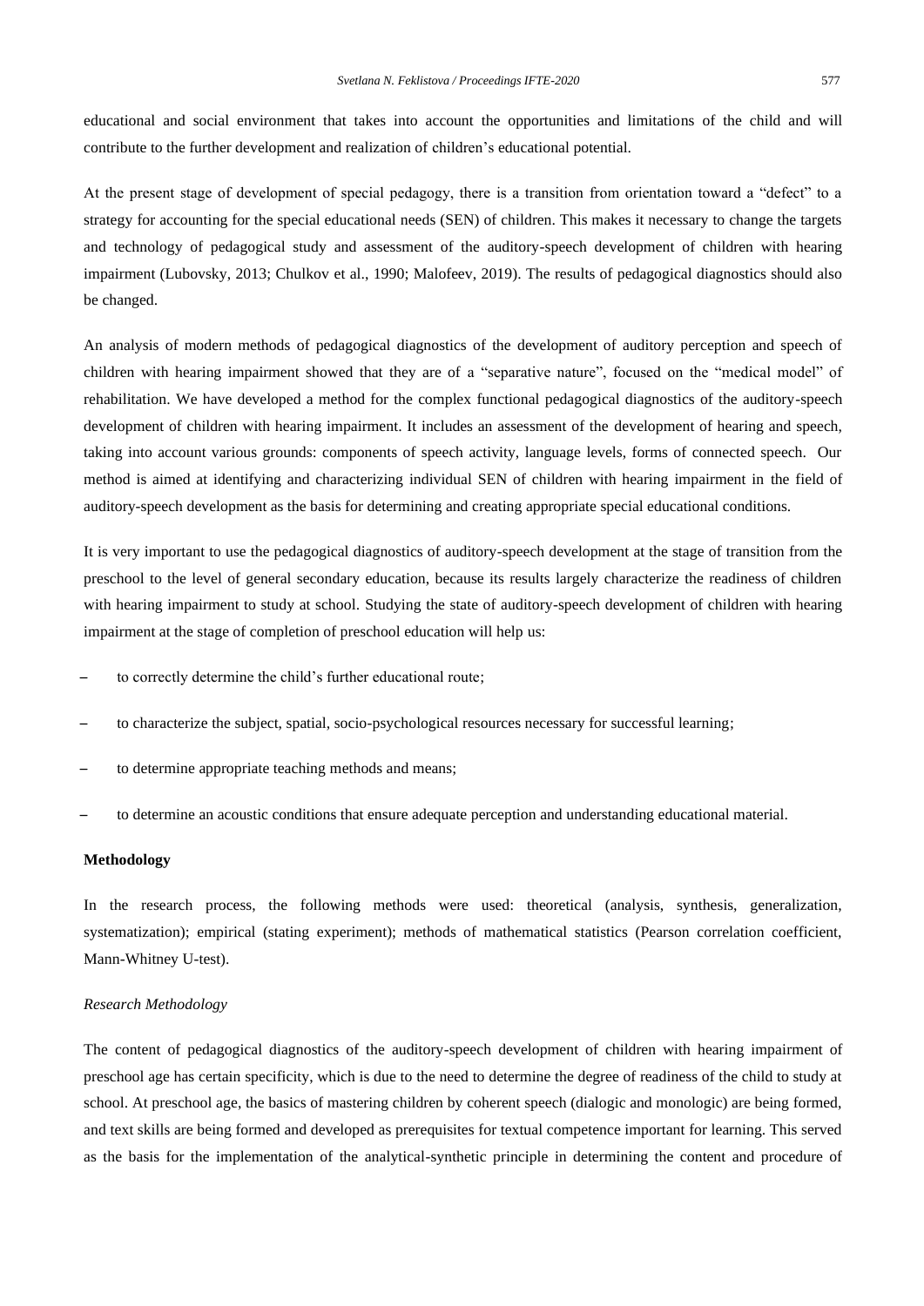educational and social environment that takes into account the opportunities and limitations of the child and will contribute to the further development and realization of children's educational potential.

At the present stage of development of special pedagogy, there is a transition from orientation toward a "defect" to a strategy for accounting for the special educational needs (SEN) of children. This makes it necessary to change the targets and technology of pedagogical study and assessment of the auditory-speech development of children with hearing impairment (Lubovsky, 2013; Chulkov et al., 1990; Malofeev, 2019). The results of pedagogical diagnostics should also be changed.

An analysis of modern methods of pedagogical diagnostics of the development of auditory perception and speech of children with hearing impairment showed that they are of a "separative nature", focused on the "medical model" of rehabilitation. We have developed a method for the complex functional pedagogical diagnostics of the auditory-speech development of children with hearing impairment. It includes an assessment of the development of hearing and speech, taking into account various grounds: components of speech activity, language levels, forms of connected speech. Our method is aimed at identifying and characterizing individual SEN of children with hearing impairment in the field of auditory-speech development as the basis for determining and creating appropriate special educational conditions.

It is very important to use the pedagogical diagnostics of auditory-speech development at the stage of transition from the preschool to the level of general secondary education, because its results largely characterize the readiness of children with hearing impairment to study at school. Studying the state of auditory-speech development of children with hearing impairment at the stage of completion of preschool education will help us:

- to correctly determine the child's further educational route;
- to characterize the subject, spatial, socio-psychological resources necessary for successful learning;
- to determine appropriate teaching methods and means;
- to determine an acoustic conditions that ensure adequate perception and understanding educational material.

**Methodology**

In the research process, the following methods were used: theoretical (analysis, synthesis, generalization, systematization); empirical (stating experiment); methods of mathematical statistics (Pearson correlation coefficient, Mann-Whitney U-test).

*Research Methodology*

The content of pedagogical diagnostics of the auditory-speech development of children with hearing impairment of preschool age has certain specificity, which is due to the need to determine the degree of readiness of the child to study at school. At preschool age, the basics of mastering children by coherent speech (dialogic and monologic) are being formed, and text skills are being formed and developed as prerequisites for textual competence important for learning. This served as the basis for the implementation of the analytical-synthetic principle in determining the content and procedure of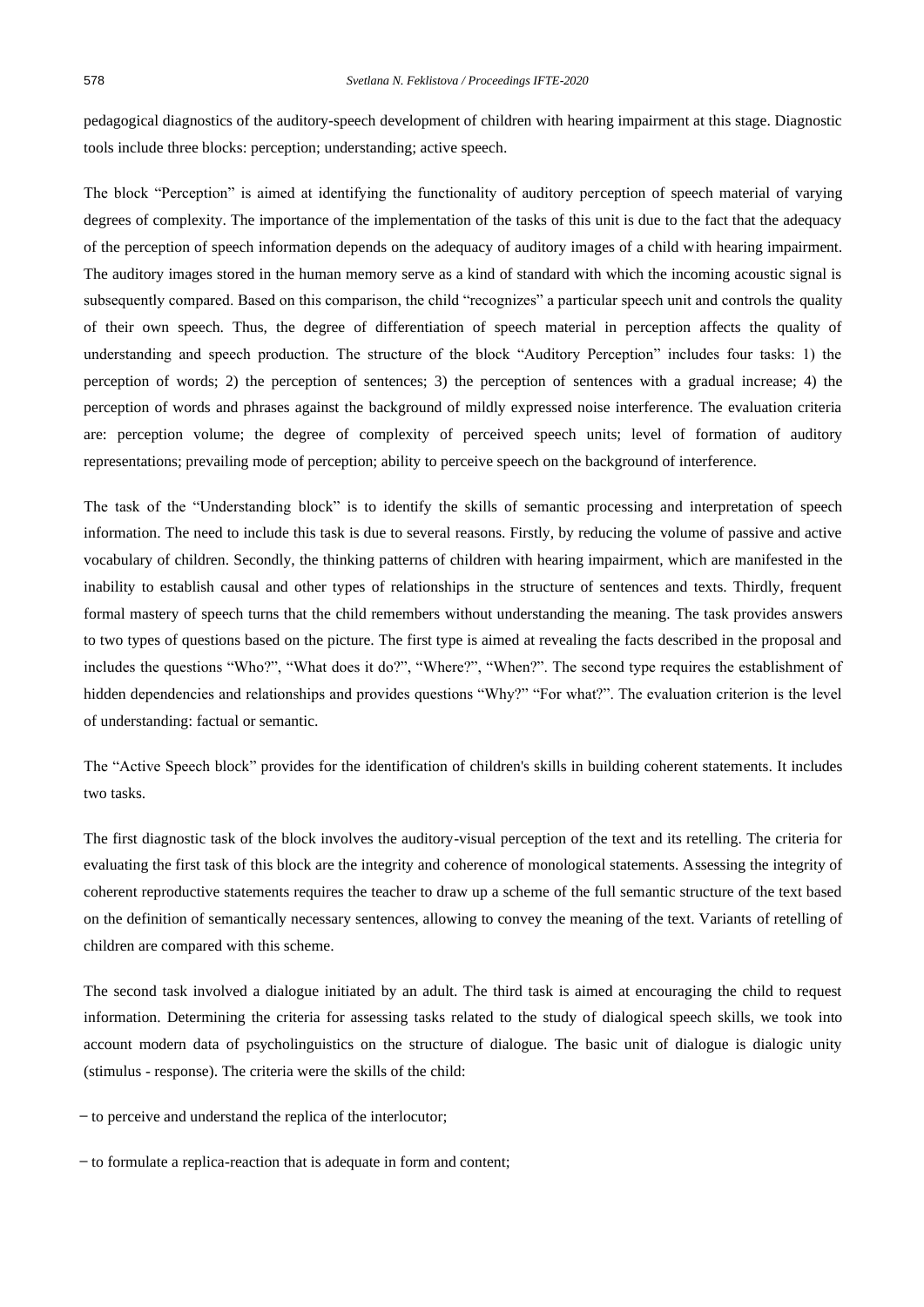pedagogical diagnostics of the auditory-speech development of children with hearing impairment at this stage. Diagnostic tools include three blocks: perception; understanding; active speech.

The block “Perception” is aimed at identifying the functionality of auditory perception of speech material of varying degrees of complexity. The importance of the implementation of the tasks of this unit is due to the fact that the adequacy of the perception of speech information depends on the adequacy of auditory images of a child with hearing impairment. The auditory images stored in the human memory serve as a kind of standard with which the incoming acoustic signal is subsequently compared. Based on this comparison, the child “recognizes” a particular speech unit and controls the quality of their own speech. Thus, the degree of differentiation of speech material in perception affects the quality of understanding and speech production. The structure of the block “Auditory Perception” includes four tasks: 1) the perception of words; 2) the perception of sentences; 3) the perception of sentences with a gradual increase; 4) the perception of words and phrases against the background of mildly expressed noise interference. The evaluation criteria are: perception volume; the degree of complexity of perceived speech units; level of formation of auditory representations; prevailing mode of perception; ability to perceive speech on the background of interference.

The task of the “Understanding block” is to identify the skills of semantic processing and interpretation of speech information. The need to include this task is due to several reasons. Firstly, by reducing the volume of passive and active vocabulary of children. Secondly, the thinking patterns of children with hearing impairment, which are manifested in the inability to establish causal and other types of relationships in the structure of sentences and texts. Thirdly, frequent formal mastery of speech turns that the child remembers without understanding the meaning. The task provides answers to two types of questions based on the picture. The first type is aimed at revealing the facts described in the proposal and includes the questions “Who?”, “What does it do?”, “Where?”, “When?”. The second type requires the establishment of hidden dependencies and relationships and provides questions “Why?” “For what?”. The evaluation criterion is the level of understanding: factual or semantic.

The “Active Speech block” provides for the identification of children's skills in building coherent statements. It includes two tasks.

The first diagnostic task of the block involves the auditory-visual perception of the text and its retelling. The criteria for evaluating the first task of this block are the integrity and coherence of monological statements. Assessing the integrity of coherent reproductive statements requires the teacher to draw up a scheme of the full semantic structure of the text based on the definition of semantically necessary sentences, allowing to convey the meaning of the text. Variants of retelling of children are compared with this scheme.

The second task involved a dialogue initiated by an adult. The third task is aimed at encouraging the child to request information. Determining the criteria for assessing tasks related to the study of dialogical speech skills, we took into account modern data of psycholinguistics on the structure of dialogue. The basic unit of dialogue is dialogic unity (stimulus - response). The criteria were the skills of the child:

− to perceive and understand the replica of the interlocutor;

− to formulate a replica-reaction that is adequate in form and content;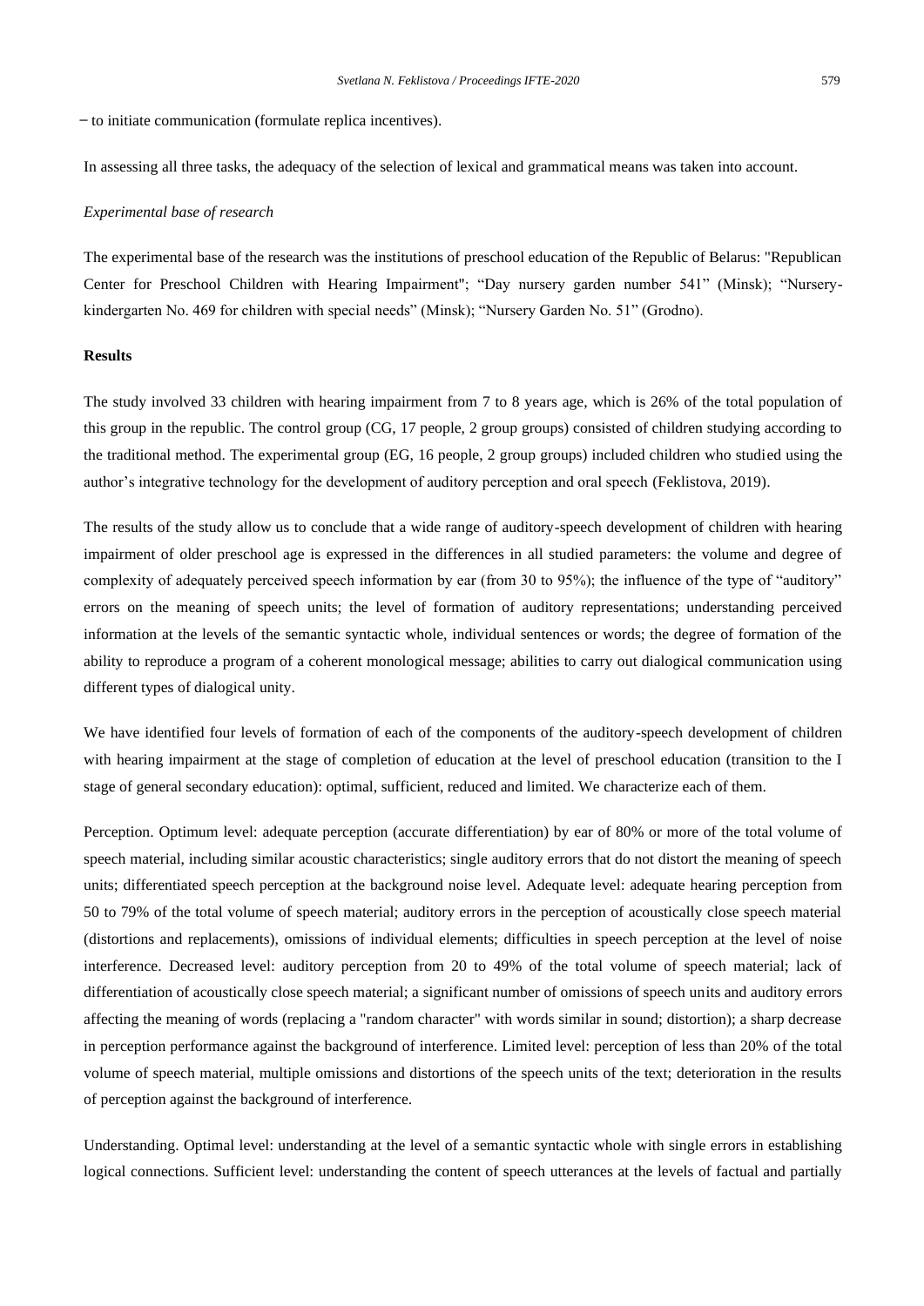– to initiate communication (formulate replica incentives).

In assessing all three tasks, the adequacy of the selection of lexical and grammatical means was taken into account.

*Experimental base of research*

The experimental base of the research was the institutions of preschool education of the Republic of Belarus: "Republican Center for Preschool Children with Hearing Impairment"; "Day nursery garden number 541" (Minsk); "Nursery-kindergarten No. 469 for children with special needs" (Minsk); "Nursery Garden No. 51" (Grodno).

**Results**

The study involved 33 children with hearing impairment from 7 to 8 years age, which is 26% of the total population of this group in the republic. The control group (CG, 17 people, 2 group groups) consisted of children studying according to the traditional method. The experimental group (EG, 16 people, 2 group groups) included children who studied using the author's integrative technology for the development of auditory perception and oral speech (Feklistova, 2019).

The results of the study allow us to conclude that a wide range of auditory-speech development of children with hearing impairment of older preschool age is expressed in the differences in all studied parameters: the volume and degree of complexity of adequately perceived speech information by ear (from 30 to 95%); the influence of the type of "auditory" errors on the meaning of speech units; the level of formation of auditory representations; understanding perceived information at the levels of the semantic syntactic whole, individual sentences or words; the degree of formation of the ability to reproduce a program of a coherent monological message; abilities to carry out dialogical communication using different types of dialogical unity.

We have identified four levels of formation of each of the components of the auditory-speech development of children with hearing impairment at the stage of completion of education at the level of preschool education (transition to the I stage of general secondary education): optimal, sufficient, reduced and limited. We characterize each of them.

Perception. Optimum level: adequate perception (accurate differentiation) by ear of 80% or more of the total volume of speech material, including similar acoustic characteristics; single auditory errors that do not distort the meaning of speech units; differentiated speech perception at the background noise level. Adequate level: adequate hearing perception from 50 to 79% of the total volume of speech material; auditory errors in the perception of acoustically close speech material (distortions and replacements), omissions of individual elements; difficulties in speech perception at the level of noise interference. Decreased level: auditory perception from 20 to 49% of the total volume of speech material; lack of differentiation of acoustically close speech material; a significant number of omissions of speech units and auditory errors affecting the meaning of words (replacing a "random character" with words similar in sound; distortion); a sharp decrease in perception performance against the background of interference. Limited level: perception of less than 20% of the total volume of speech material, multiple omissions and distortions of the speech units of the text; deterioration in the results of perception against the background of interference.

Understanding. Optimal level: understanding at the level of a semantic syntactic whole with single errors in establishing logical connections. Sufficient level: understanding the content of speech utterances at the levels of factual and partially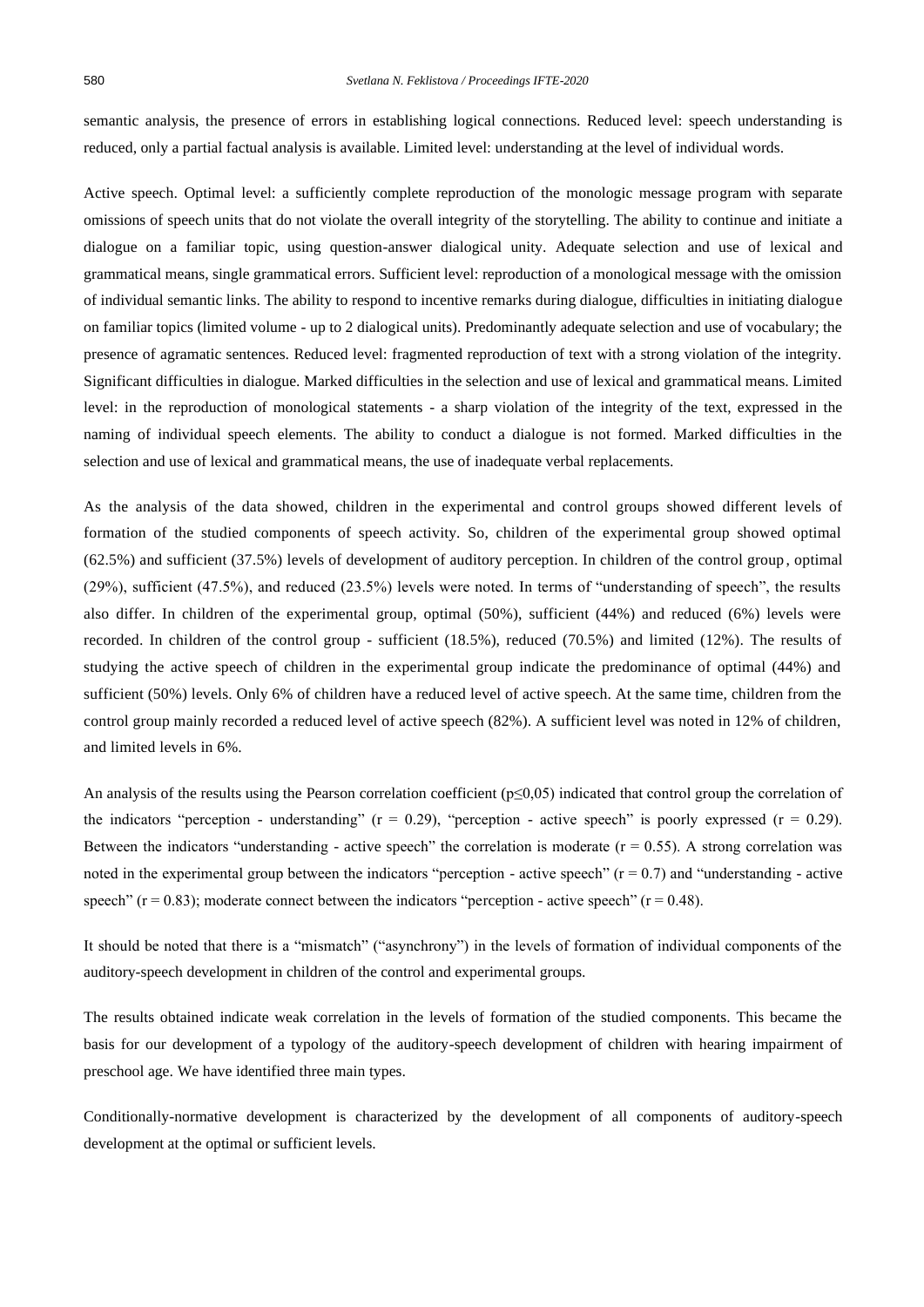semantic analysis, the presence of errors in establishing logical connections. Reduced level: speech understanding is reduced, only a partial factual analysis is available. Limited level: understanding at the level of individual words.

Active speech. Optimal level: a sufficiently complete reproduction of the monologic message program with separate omissions of speech units that do not violate the overall integrity of the storytelling. The ability to continue and initiate a dialogue on a familiar topic, using question-answer dialogical unity. Adequate selection and use of lexical and grammatical means, single grammatical errors. Sufficient level: reproduction of a monological message with the omission of individual semantic links. The ability to respond to incentive remarks during dialogue, difficulties in initiating dialogue on familiar topics (limited volume - up to 2 dialogical units). Predominantly adequate selection and use of vocabulary; the presence of agramatic sentences. Reduced level: fragmented reproduction of text with a strong violation of the integrity. Significant difficulties in dialogue. Marked difficulties in the selection and use of lexical and grammatical means. Limited level: in the reproduction of monological statements - a sharp violation of the integrity of the text, expressed in the naming of individual speech elements. The ability to conduct a dialogue is not formed. Marked difficulties in the selection and use of lexical and grammatical means, the use of inadequate verbal replacements.

As the analysis of the data showed, children in the experimental and control groups showed different levels of formation of the studied components of speech activity. So, children of the experimental group showed optimal (62.5%) and sufficient (37.5%) levels of development of auditory perception. In children of the control group, optimal (29%), sufficient (47.5%), and reduced (23.5%) levels were noted. In terms of "understanding of speech", the results also differ. In children of the experimental group, optimal (50%), sufficient (44%) and reduced (6%) levels were recorded. In children of the control group - sufficient (18.5%), reduced (70.5%) and limited (12%). The results of studying the active speech of children in the experimental group indicate the predominance of optimal (44%) and sufficient (50%) levels. Only 6% of children have a reduced level of active speech. At the same time, children from the control group mainly recorded a reduced level of active speech (82%). A sufficient level was noted in 12% of children, and limited levels in 6%.

An analysis of the results using the Pearson correlation coefficient ($p \leq 0{,}05$) indicated that control group the correlation of the indicators "perception - understanding" ($r = 0.29$), "perception - active speech" is poorly expressed ($r = 0.29$). Between the indicators "understanding - active speech" the correlation is moderate ($r = 0.55$). A strong correlation was noted in the experimental group between the indicators "perception - active speech" ($r = 0.7$) and "understanding - active speech" ($r = 0.83$); moderate connect between the indicators "perception - active speech" ($r = 0.48$).

It should be noted that there is a "mismatch" ("asynchrony") in the levels of formation of individual components of the auditory-speech development in children of the control and experimental groups.

The results obtained indicate weak correlation in the levels of formation of the studied components. This became the basis for our development of a typology of the auditory-speech development of children with hearing impairment of preschool age. We have identified three main types.

Conditionally-normative development is characterized by the development of all components of auditory-speech development at the optimal or sufficient levels.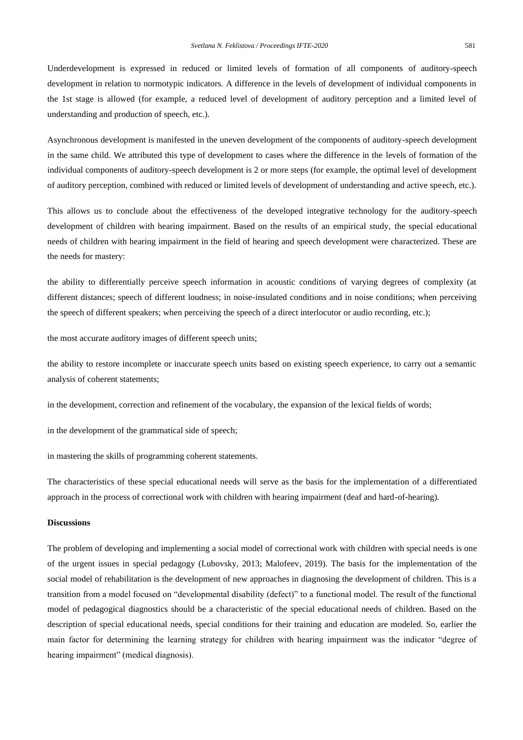Underdevelopment is expressed in reduced or limited levels of formation of all components of auditory-speech development in relation to normotypic indicators. A difference in the levels of development of individual components in the 1st stage is allowed (for example, a reduced level of development of auditory perception and a limited level of understanding and production of speech, etc.).

Asynchronous development is manifested in the uneven development of the components of auditory-speech development in the same child. We attributed this type of development to cases where the difference in the levels of formation of the individual components of auditory-speech development is 2 or more steps (for example, the optimal level of development of auditory perception, combined with reduced or limited levels of development of understanding and active speech, etc.).

This allows us to conclude about the effectiveness of the developed integrative technology for the auditory-speech development of children with hearing impairment. Based on the results of an empirical study, the special educational needs of children with hearing impairment in the field of hearing and speech development were characterized. These are the needs for mastery:

the ability to differentially perceive speech information in acoustic conditions of varying degrees of complexity (at different distances; speech of different loudness; in noise-insulated conditions and in noise conditions; when perceiving the speech of different speakers; when perceiving the speech of a direct interlocutor or audio recording, etc.);

the most accurate auditory images of different speech units;

the ability to restore incomplete or inaccurate speech units based on existing speech experience, to carry out a semantic analysis of coherent statements;

in the development, correction and refinement of the vocabulary, the expansion of the lexical fields of words;

in the development of the grammatical side of speech;

in mastering the skills of programming coherent statements.

The characteristics of these special educational needs will serve as the basis for the implementation of a differentiated approach in the process of correctional work with children with hearing impairment (deaf and hard-of-hearing).

## Discussions

The problem of developing and implementing a social model of correctional work with children with special needs is one of the urgent issues in special pedagogy (Lubovsky, 2013; Malofeev, 2019). The basis for the implementation of the social model of rehabilitation is the development of new approaches in diagnosing the development of children. This is a transition from a model focused on "developmental disability (defect)" to a functional model. The result of the functional model of pedagogical diagnostics should be a characteristic of the special educational needs of children. Based on the description of special educational needs, special conditions for their training and education are modeled. So, earlier the main factor for determining the learning strategy for children with hearing impairment was the indicator "degree of hearing impairment" (medical diagnosis).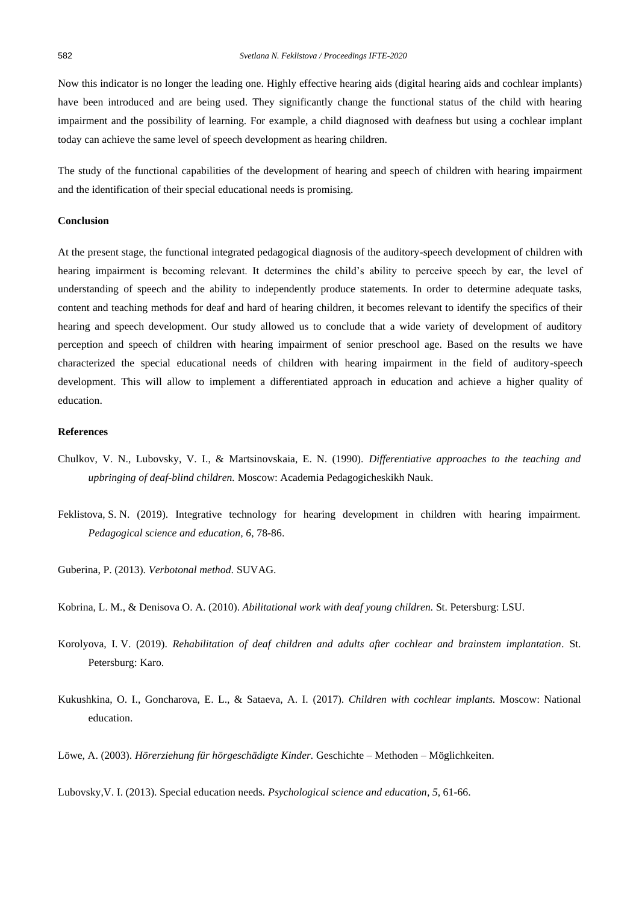Now this indicator is no longer the leading one. Highly effective hearing aids (digital hearing aids and cochlear implants) have been introduced and are being used. They significantly change the functional status of the child with hearing impairment and the possibility of learning. For example, a child diagnosed with deafness but using a cochlear implant today can achieve the same level of speech development as hearing children.

The study of the functional capabilities of the development of hearing and speech of children with hearing impairment and the identification of their special educational needs is promising.

## Conclusion

At the present stage, the functional integrated pedagogical diagnosis of the auditory-speech development of children with hearing impairment is becoming relevant. It determines the child's ability to perceive speech by ear, the level of understanding of speech and the ability to independently produce statements. In order to determine adequate tasks, content and teaching methods for deaf and hard of hearing children, it becomes relevant to identify the specifics of their hearing and speech development. Our study allowed us to conclude that a wide variety of development of auditory perception and speech of children with hearing impairment of senior preschool age. Based on the results we have characterized the special educational needs of children with hearing impairment in the field of auditory-speech development. This will allow to implement a differentiated approach in education and achieve a higher quality of education.

## References

Chulkov, V. N., Lubovsky, V. I., & Martsinovskaia, E. N. (1990). *Differentiative approaches to the teaching and upbringing of deaf-blind children.* Moscow: Academia Pedagogicheskikh Nauk.

Feklistova, S. N. (2019). Integrative technology for hearing development in children with hearing impairment. *Pedagogical science and education, 6*, 78-86.

Guberina, P. (2013). *Verbotonal method.* SUVAG.

Kobrina, L. M., & Denisova O. A. (2010). *Abilitational work with deaf young children.* St. Petersburg: LSU.

Korolyova, I. V. (2019). *Rehabilitation of deaf children and adults after cochlear and brainstem implantation*. St. Petersburg: Karo.

Kukushkina, O. I., Goncharova, E. L., & Sataeva, A. I. (2017). *Children with cochlear implants.* Moscow: National education.

Löwe, A. (2003). *Hörerziehung für hörgeschädigte Kinder.* Geschichte – Methoden – Möglichkeiten.

Lubovsky,V. I. (2013). Special education needs*. Psychological science and education, 5*, 61-66.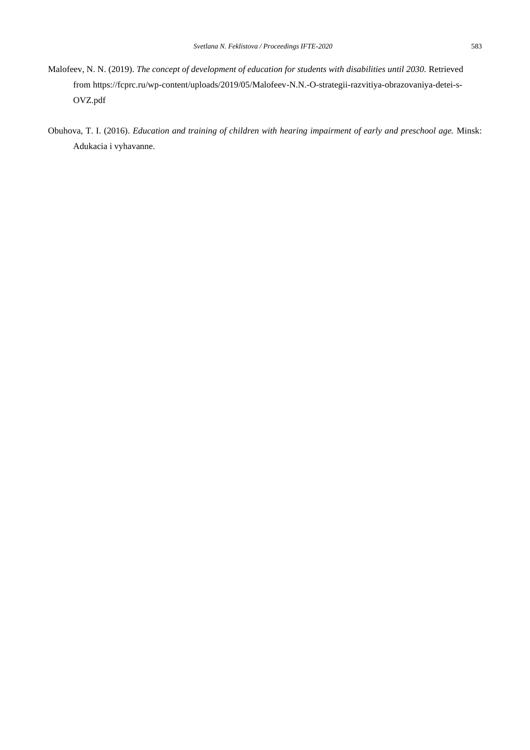Malofeev, N. N. (2019). *The concept of development of education for students with disabilities until 2030.* Retrieved from https://fcprc.ru/wp-content/uploads/2019/05/Malofeev-N.N.-O-strategii-razvitiya-obrazovaniya-detei-s-OVZ.pdf

Obuhova, T. I. (2016). *Education and training of children with hearing impairment of early and preschool age.* Minsk: Adukacia i vyhavanne.